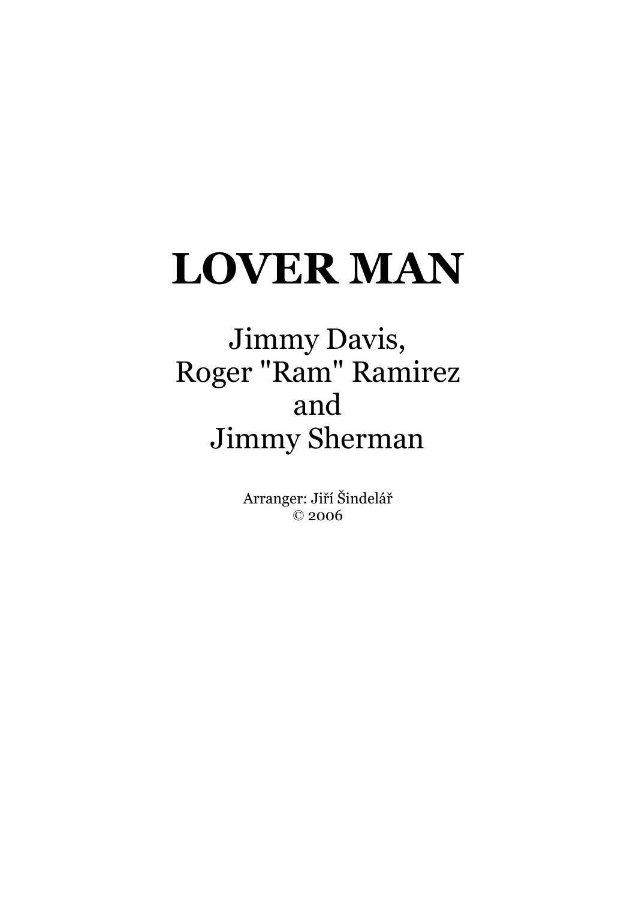# LOVER MAN

Jimmy Davis,
Roger "Ram" Ramirez
and
Jimmy Sherman

Arranger: Jiří Šindelář
© 2006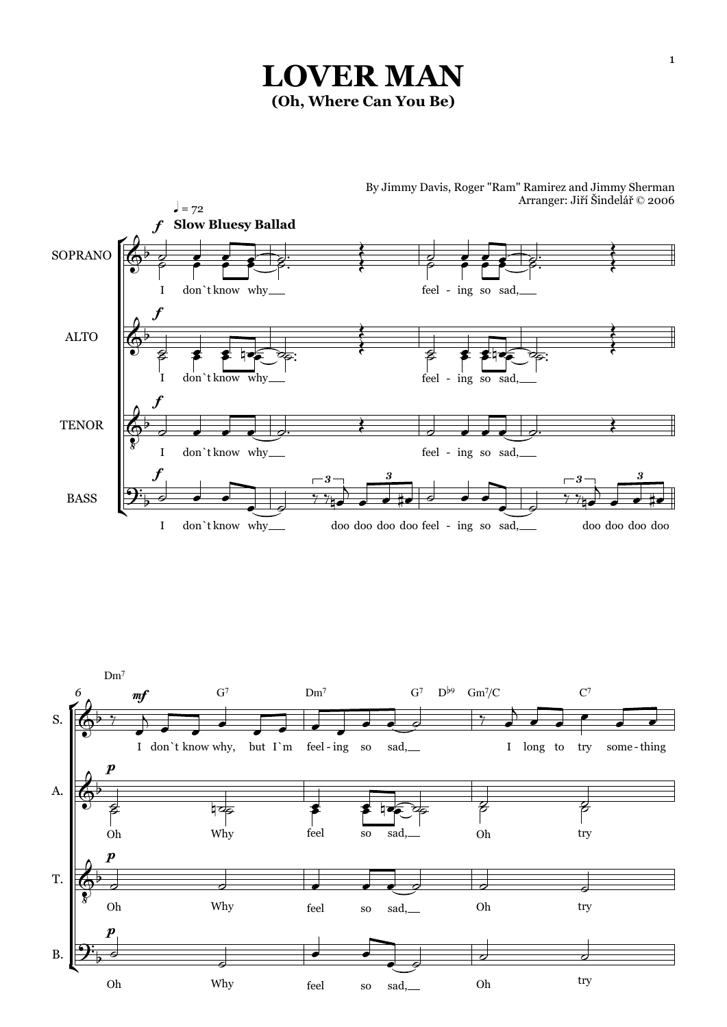# LOVER MAN

## (Oh, Where Can You Be)

By Jimmy Davis, Roger "Ram" Ramirez and Jimmy Sherman
Arranger: Jiří Šindelář © 2006

♩ = 72
*f* **Slow Bluesy Ballad**

SOPRANO: I don`t know why___ feel - ing so sad,___

ALTO: I don`t know why___ feel - ing so sad,___

TENOR: I don`t know why___ feel - ing so sad,___

BASS: I don`t know why___ doo doo doo doo feel - ing so sad,___ doo doo doo doo

6 Dm7 G7 Dm7 G7 D♭9 Gm7/C C7

S. *mf* I don`t know why, but I`m feel - ing so sad,___ I long to try some - thing

A. *p* Oh Why feel so sad,___ Oh try

T. *p* Oh Why feel so sad,___ Oh try

B. *p* Oh Why feel so sad,___ Oh try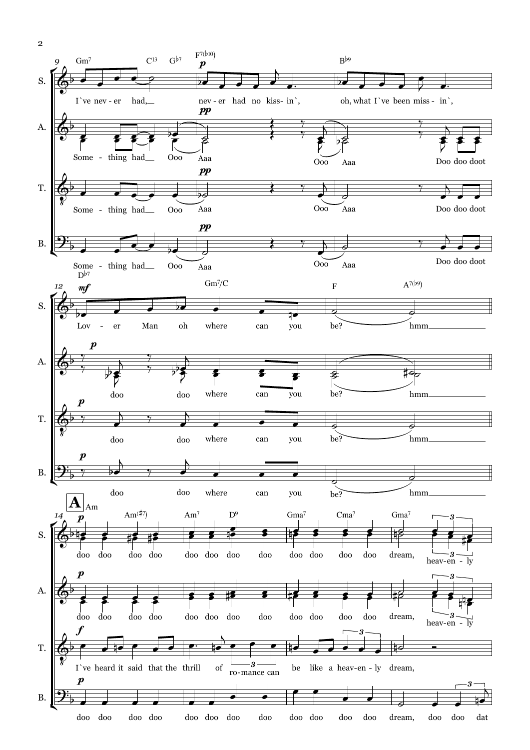**Measure 9**

Chords: Gm7 | C13 | G♭7 | F7(♭10) | B♭9

S.: I`ve nev - er had, nev - er had no kiss - in`, oh, what I`ve been miss - in`,

A.: Some - thing had Ooo Aaa Ooo Aaa Doo doo doot

T.: Some - thing had Ooo Aaa Ooo Aaa Doo doo doot

B.: Some - thing had Ooo Aaa Ooo Aaa Doo doo doot

**Measure 12**

Chords: D♭7 | Gm7/C | F | A7(♭9)

S.: Lov - er Man oh where can you be? hmm

A.: doo doo where can you be? hmm

T.: doo doo where can you be? hmm

B.: doo doo where can you be? hmm

**A — Measure 14**

Chords: Am | Am(♯7) | Am7 | D9 | Gma7 | Cma7 | Gma7

S.: doo doo doo doo doo doo doo doo doo doo doo doo dream, heav-en - ly

A.: doo doo doo doo doo doo doo doo doo doo doo doo dream, heav-en - ly

T.: I`ve heard it said that the thrill of ro-mance can be like a heav-en - ly dream,

B.: doo doo doo doo doo doo doo doo doo doo doo doo dream, doo doo dat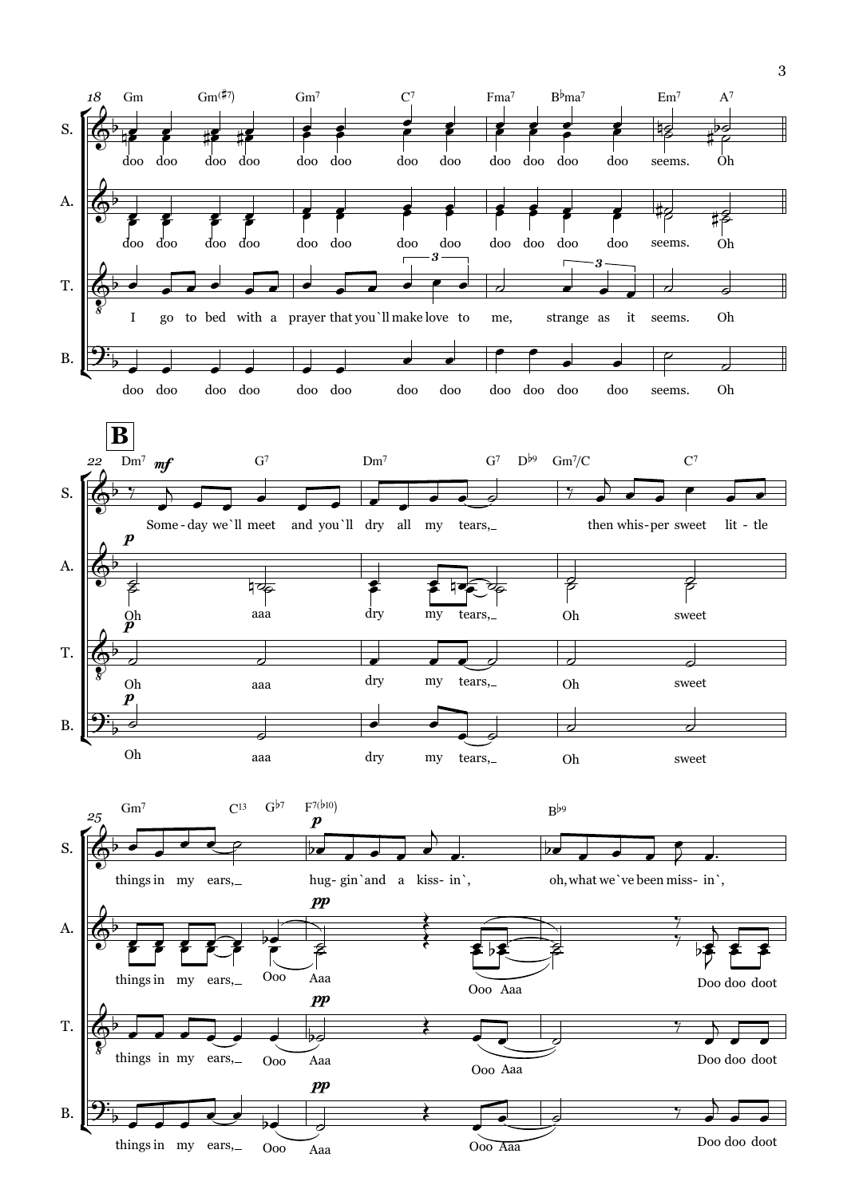**B**

I go to bed with a prayer that you`ll make love to me, strange as it seems. Oh

Some-day we`ll meet and you`ll dry all my tears, then whis-per sweet lit-tle things in my ears, hug-gin`and a kiss-in`, oh, what we`ve been miss-in`,